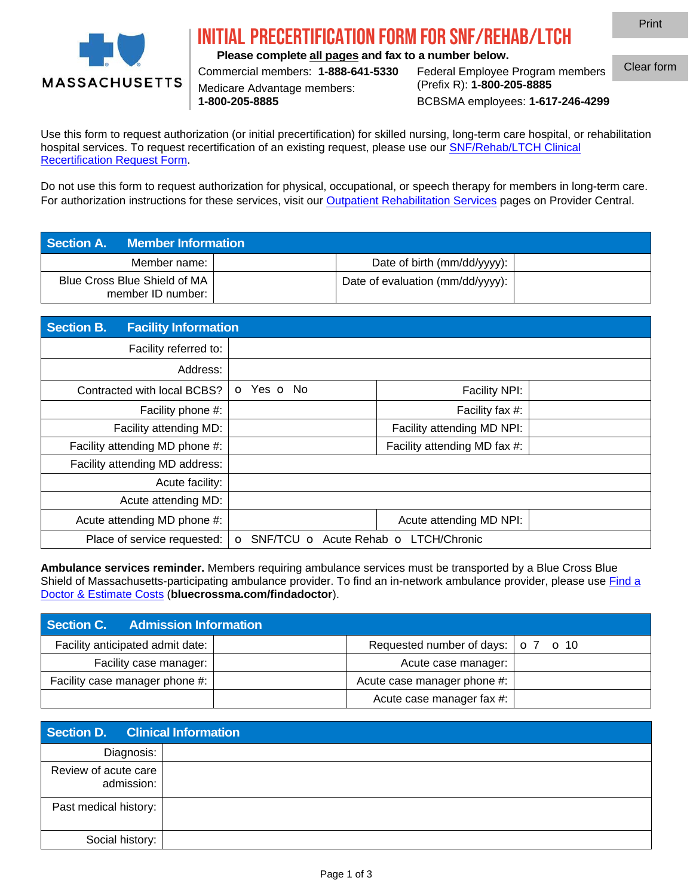MASSACHUSETTS

# INITIAL PRECERTIFICATION FORM FOR SNF/REHAB/LTCH

**Please complete all pages and fax to a number below.**

Commercial members: **1-888-641-5330**

Medicare Advantage members: **1-800-205-8885**

Federal Employee Program members (Prefix R): **1-800-205-8885**

BCBSMA employees: **1-617-246-4299**

Print

Clear form

Use this form to request authorization (or initial precertification) for skilled nursing, long-term care hospital, or rehabilitation hospital services. To request recertification of an existing request, please use our SNF/Rehab/LTCH Clinical Recertification Request Form.

Do not use this form to request authorization for physical, occupational, or speech therapy for members in long-term care. For authorization instructions for these services, visit our Outpatient Rehabilitation Services pages on Provider Central.

| **Section A. Member Information** | | | |
|---|---|---|---|
| Member name: | | Date of birth (mm/dd/yyyy): | |
| Blue Cross Blue Shield of MA member ID number: | | Date of evaluation (mm/dd/yyyy): | |

| **Section B. Facility Information** | | | |
|---|---|---|---|
| Facility referred to: | | | |
| Address: | | | |
| Contracted with local BCBS? | o Yes o No | Facility NPI: | |
| Facility phone #: | | Facility fax #: | |
| Facility attending MD: | | Facility attending MD NPI: | |
| Facility attending MD phone #: | | Facility attending MD fax #: | |
| Facility attending MD address: | | | |
| Acute facility: | | | |
| Acute attending MD: | | | |
| Acute attending MD phone #: | | Acute attending MD NPI: | |
| Place of service requested: | o SNF/TCU o Acute Rehab o LTCH/Chronic | | |

**Ambulance services reminder.** Members requiring ambulance services must be transported by a Blue Cross Blue Shield of Massachusetts-participating ambulance provider. To find an in-network ambulance provider, please use Find a Doctor & Estimate Costs (**bluecrossma.com/findadoctor**).

| **Section C. Admission Information** | | | |
|---|---|---|---|
| Facility anticipated admit date: | | Requested number of days: | o 7 o 10 |
| Facility case manager: | | Acute case manager: | |
| Facility case manager phone #: | | Acute case manager phone #: | |
| | | Acute case manager fax #: | |

| **Section D. Clinical Information** | |
|---|---|
| Diagnosis: | |
| Review of acute care admission: | |
| Past medical history: | |
| Social history: | |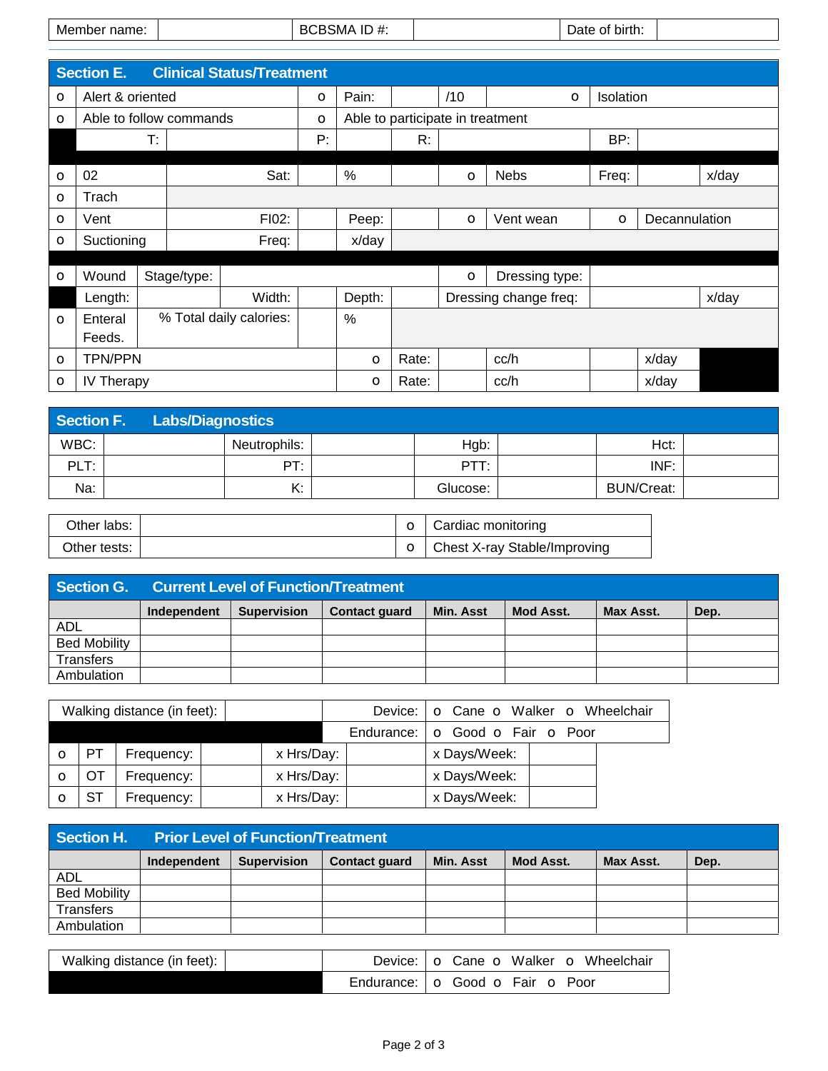| Member name: | | BCBSMA ID #: | | Date of birth: | |
|---|---|---|---|---|---|

## Section E. Clinical Status/Treatment

| | | | | | | | | | |
|---|---|---|---|---|---|---|---|---|---|
| o | Alert & oriented | | o | Pain: | | /10 | o | Isolation | |
| o | Able to follow commands | | o | Able to participate in treatment | | | | | |
| | T: | | P: | | R: | | BP: | | |
| o | 02 | Sat: | | % | | o | Nebs | Freq: | x/day |
| o | Trach | | | | | | | | |
| o | Vent | FI02: | | Peep: | | o | Vent wean | o | Decannulation |
| o | Suctioning | Freq: | | x/day | | | | | |
| o | Wound | Stage/type: | | | | o | Dressing type: | | |
| | Length: | Width: | | Depth: | | Dressing change freq: | | | x/day |
| o | Enteral Feeds. | % Total daily calories: | | % | | | | | |
| o | TPN/PPN | | | o | Rate: | | cc/h | | x/day |
| o | IV Therapy | | | o | Rate: | | cc/h | | x/day |

## Section F. Labs/Diagnostics

| | | | | | | | |
|---|---|---|---|---|---|---|---|
| WBC: | | Neutrophils: | | Hgb: | | Hct: | |
| PLT: | | PT: | | PTT: | | INF: | |
| Na: | | K: | | Glucose: | | BUN/Creat: | |

| | | | |
|---|---|---|---|
| Other labs: | | o | Cardiac monitoring |
| Other tests: | | o | Chest X-ray Stable/Improving |

## Section G. Current Level of Function/Treatment

| | Independent | Supervision | Contact guard | Min. Asst | Mod Asst. | Max Asst. | Dep. |
|---|---|---|---|---|---|---|---|
| ADL | | | | | | | |
| Bed Mobility | | | | | | | |
| Transfers | | | | | | | |
| Ambulation | | | | | | | |

| | | | | | | | |
|---|---|---|---|---|---|---|---|
| Walking distance (in feet): | | | | Device: | o Cane o Walker o Wheelchair | | |
| | | | | Endurance: | o Good o Fair o Poor | | |
| o | PT | Frequency: | | x Hrs/Day: | | x Days/Week: | |
| o | OT | Frequency: | | x Hrs/Day: | | x Days/Week: | |
| o | ST | Frequency: | | x Hrs/Day: | | x Days/Week: | |

## Section H. Prior Level of Function/Treatment

| | Independent | Supervision | Contact guard | Min. Asst | Mod Asst. | Max Asst. | Dep. |
|---|---|---|---|---|---|---|---|
| ADL | | | | | | | |
| Bed Mobility | | | | | | | |
| Transfers | | | | | | | |
| Ambulation | | | | | | | |

| | | | |
|---|---|---|---|
| Walking distance (in feet): | | Device: | o Cane o Walker o Wheelchair |
| | | Endurance: | o Good o Fair o Poor |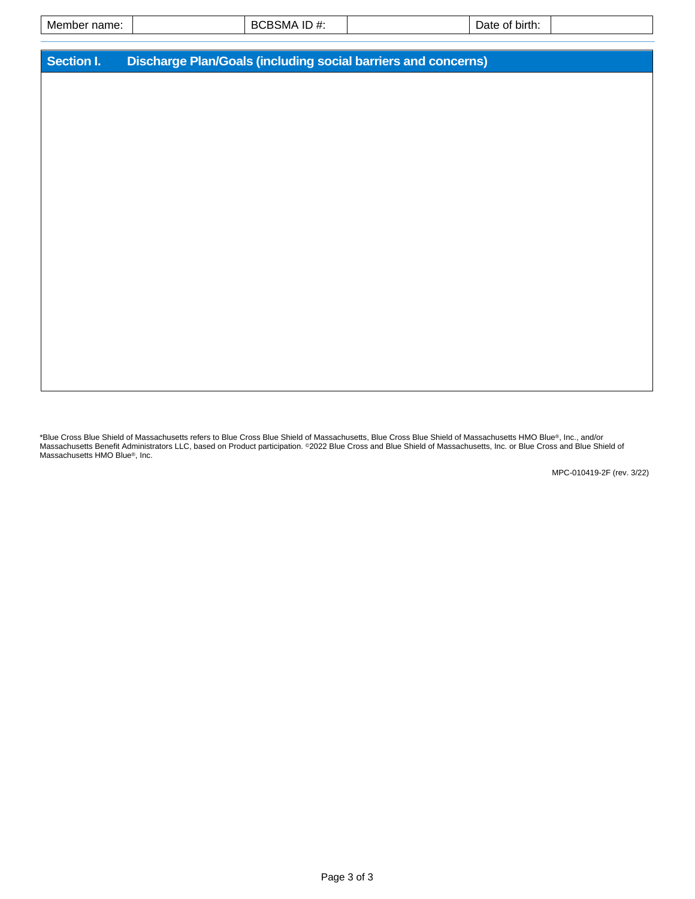| Member name: | | BCBSMA ID #: | | Date of birth: | |
|---|---|---|---|---|---|

## Section I. Discharge Plan/Goals (including social barriers and concerns)

*Blue Cross Blue Shield of Massachusetts refers to Blue Cross Blue Shield of Massachusetts, Blue Cross Blue Shield of Massachusetts HMO Blue®, Inc., and/or Massachusetts Benefit Administrators LLC, based on Product participation. ©2022 Blue Cross and Blue Shield of Massachusetts, Inc. or Blue Cross and Blue Shield of Massachusetts HMO Blue®, Inc.

MPC-010419-2F (rev. 3/22)